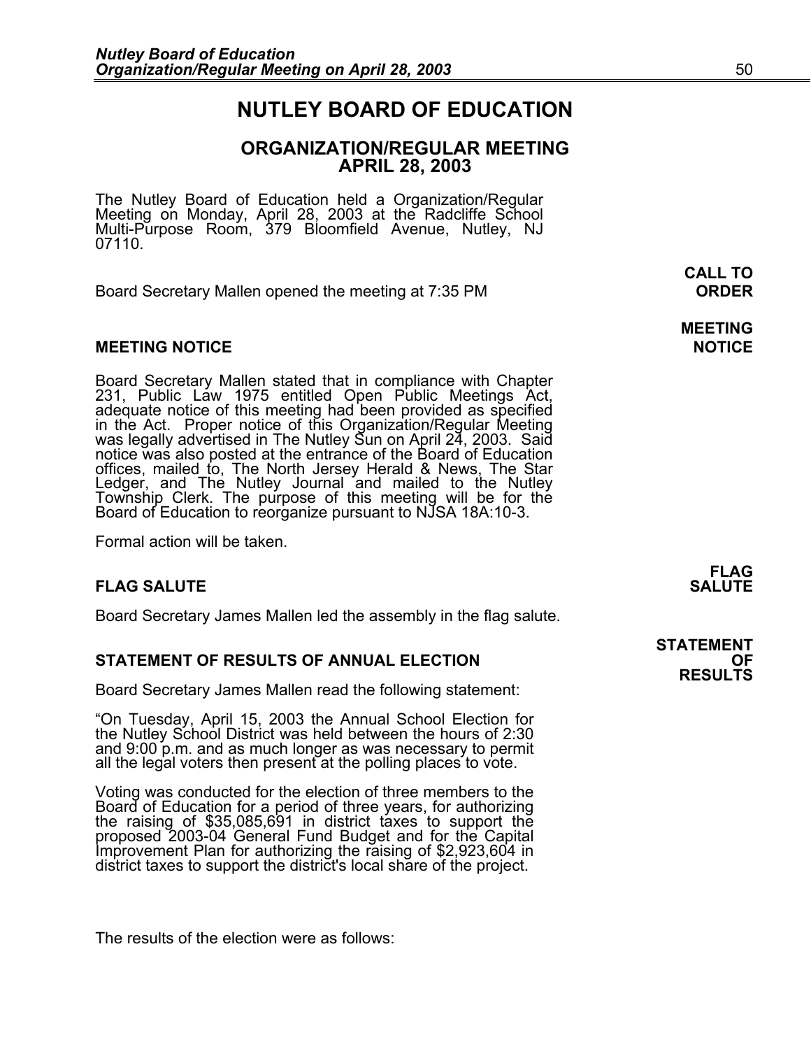# NUTLEY BOARD OF EDUCATION

## ORGANIZATION/REGULAR MEETING
## APRIL 28, 2003

The Nutley Board of Education held a Organization/Regular Meeting on Monday, April 28, 2003 at the Radcliffe School Multi-Purpose Room, 379 Bloomfield Avenue, Nutley, NJ 07110.

**CALL TO ORDER**

Board Secretary Mallen opened the meeting at 7:35 PM

**MEETING NOTICE**

### MEETING NOTICE

Board Secretary Mallen stated that in compliance with Chapter 231, Public Law 1975 entitled Open Public Meetings Act, adequate notice of this meeting had been provided as specified in the Act. Proper notice of this Organization/Regular Meeting was legally advertised in The Nutley Sun on April 24, 2003. Said notice was also posted at the entrance of the Board of Education offices, mailed to, The North Jersey Herald & News, The Star Ledger, and The Nutley Journal and mailed to the Nutley Township Clerk. The purpose of this meeting will be for the Board of Education to reorganize pursuant to NJSA 18A:10-3.

Formal action will be taken.

**FLAG SALUTE**

### FLAG SALUTE

Board Secretary James Mallen led the assembly in the flag salute.

**STATEMENT OF RESULTS**

### STATEMENT OF RESULTS OF ANNUAL ELECTION

Board Secretary James Mallen read the following statement:

"On Tuesday, April 15, 2003 the Annual School Election for the Nutley School District was held between the hours of 2:30 and 9:00 p.m. and as much longer as was necessary to permit all the legal voters then present at the polling places to vote.

Voting was conducted for the election of three members to the Board of Education for a period of three years, for authorizing the raising of $35,085,691 in district taxes to support the proposed 2003-04 General Fund Budget and for the Capital Improvement Plan for authorizing the raising of $2,923,604 in district taxes to support the district's local share of the project.

The results of the election were as follows: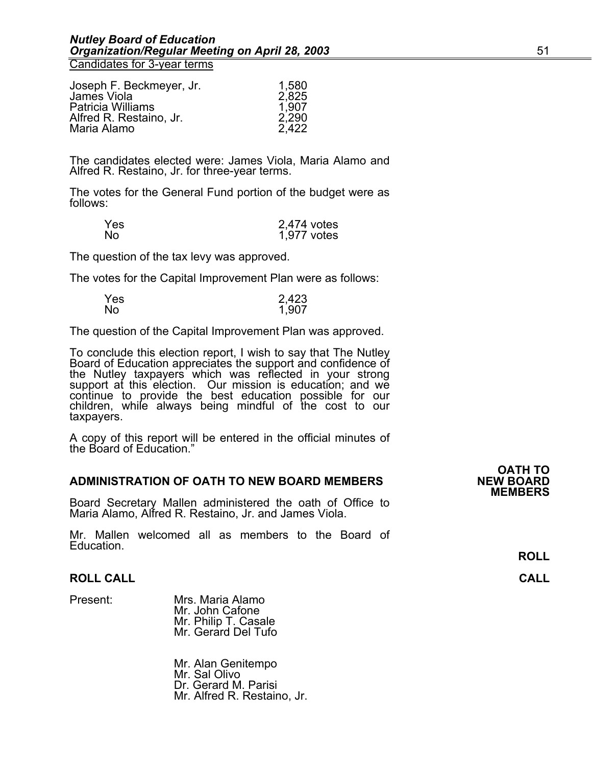Candidates for 3-year terms

| | |
|---|---|
| Joseph F. Beckmeyer, Jr. | 1,580 |
| James Viola | 2,825 |
| Patricia Williams | 1,907 |
| Alfred R. Restaino, Jr. | 2,290 |
| Maria Alamo | 2,422 |

The candidates elected were: James Viola, Maria Alamo and Alfred R. Restaino, Jr. for three-year terms.

The votes for the General Fund portion of the budget were as follows:

| | |
|---|---|
| Yes | 2,474 votes |
| No | 1,977 votes |

The question of the tax levy was approved.

The votes for the Capital Improvement Plan were as follows:

| | |
|---|---|
| Yes | 2,423 |
| No | 1,907 |

The question of the Capital Improvement Plan was approved.

To conclude this election report, I wish to say that The Nutley Board of Education appreciates the support and confidence of the Nutley taxpayers which was reflected in your strong support at this election. Our mission is education; and we continue to provide the best education possible for our children, while always being mindful of the cost to our taxpayers.

A copy of this report will be entered in the official minutes of the Board of Education."

**OATH TO NEW BOARD MEMBERS**

**ADMINISTRATION OF OATH TO NEW BOARD MEMBERS**

Board Secretary Mallen administered the oath of Office to Maria Alamo, Alfred R. Restaino, Jr. and James Viola.

Mr. Mallen welcomed all as members to the Board of Education.

**ROLL CALL**

**ROLL CALL**

Present: Mrs. Maria Alamo
Mr. John Cafone
Mr. Philip T. Casale
Mr. Gerard Del Tufo

Mr. Alan Genitempo
Mr. Sal Olivo
Dr. Gerard M. Parisi
Mr. Alfred R. Restaino, Jr.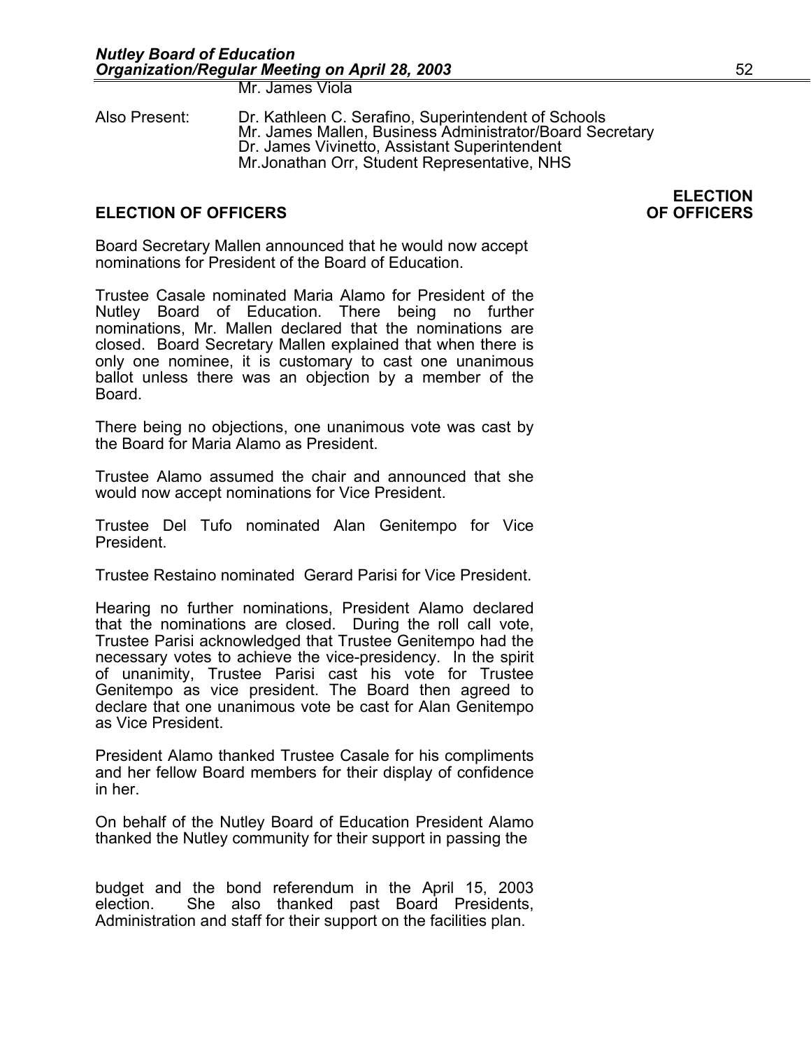Mr. James Viola

Also Present: Dr. Kathleen C. Serafino, Superintendent of Schools
Mr. James Mallen, Business Administrator/Board Secretary
Dr. James Vivinetto, Assistant Superintendent
Mr.Jonathan Orr, Student Representative, NHS

## ELECTION OF OFFICERS

**ELECTION OF OFFICERS**

Board Secretary Mallen announced that he would now accept nominations for President of the Board of Education.

Trustee Casale nominated Maria Alamo for President of the Nutley Board of Education. There being no further nominations, Mr. Mallen declared that the nominations are closed. Board Secretary Mallen explained that when there is only one nominee, it is customary to cast one unanimous ballot unless there was an objection by a member of the Board.

There being no objections, one unanimous vote was cast by the Board for Maria Alamo as President.

Trustee Alamo assumed the chair and announced that she would now accept nominations for Vice President.

Trustee Del Tufo nominated Alan Genitempo for Vice President.

Trustee Restaino nominated Gerard Parisi for Vice President.

Hearing no further nominations, President Alamo declared that the nominations are closed. During the roll call vote, Trustee Parisi acknowledged that Trustee Genitempo had the necessary votes to achieve the vice-presidency. In the spirit of unanimity, Trustee Parisi cast his vote for Trustee Genitempo as vice president. The Board then agreed to declare that one unanimous vote be cast for Alan Genitempo as Vice President.

President Alamo thanked Trustee Casale for his compliments and her fellow Board members for their display of confidence in her.

On behalf of the Nutley Board of Education President Alamo thanked the Nutley community for their support in passing the budget and the bond referendum in the April 15, 2003 election. She also thanked past Board Presidents, Administration and staff for their support on the facilities plan.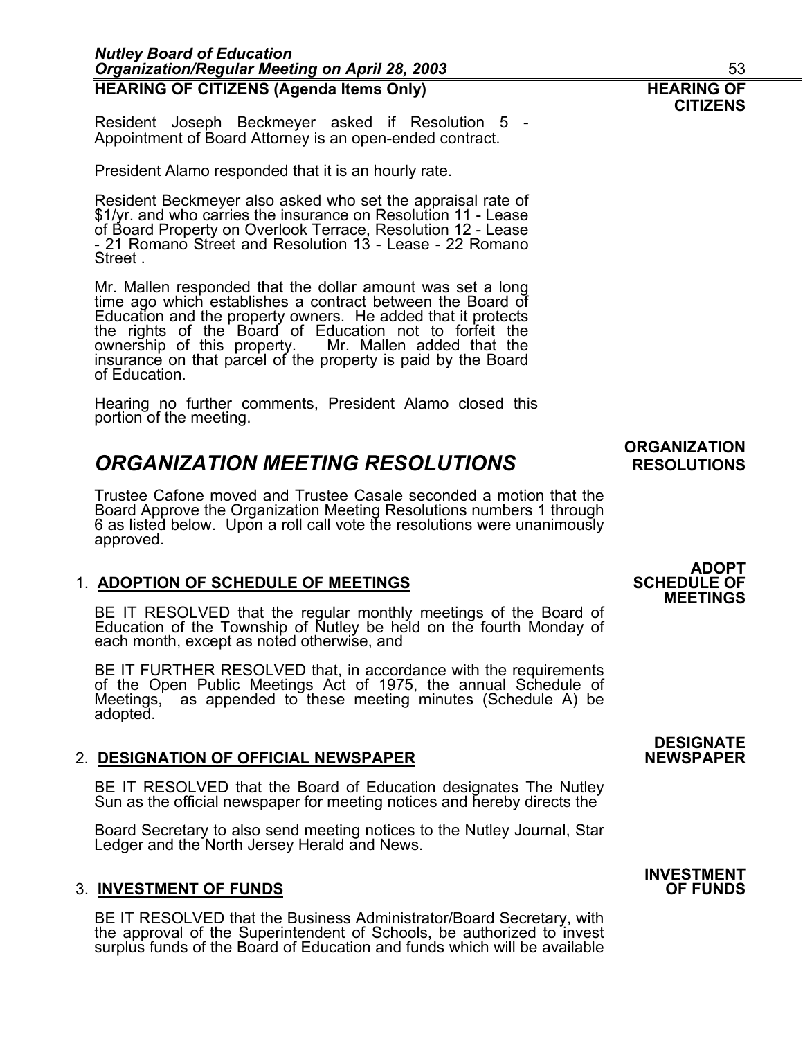## HEARING OF CITIZENS (Agenda Items Only)

**HEARING OF CITIZENS**

Resident Joseph Beckmeyer asked if Resolution 5 - Appointment of Board Attorney is an open-ended contract.

President Alamo responded that it is an hourly rate.

Resident Beckmeyer also asked who set the appraisal rate of $1/yr. and who carries the insurance on Resolution 11 - Lease of Board Property on Overlook Terrace, Resolution 12 - Lease - 21 Romano Street and Resolution 13 - Lease - 22 Romano Street .

Mr. Mallen responded that the dollar amount was set a long time ago which establishes a contract between the Board of Education and the property owners. He added that it protects the rights of the Board of Education not to forfeit the ownership of this property. Mr. Mallen added that the insurance on that parcel of the property is paid by the Board of Education.

Hearing no further comments, President Alamo closed this portion of the meeting.

# *ORGANIZATION MEETING RESOLUTIONS*

**ORGANIZATION RESOLUTIONS**

Trustee Cafone moved and Trustee Casale seconded a motion that the Board Approve the Organization Meeting Resolutions numbers 1 through 6 as listed below. Upon a roll call vote the resolutions were unanimously approved.

1. **ADOPTION OF SCHEDULE OF MEETINGS**

**ADOPT SCHEDULE OF MEETINGS**

BE IT RESOLVED that the regular monthly meetings of the Board of Education of the Township of Nutley be held on the fourth Monday of each month, except as noted otherwise, and

BE IT FURTHER RESOLVED that, in accordance with the requirements of the Open Public Meetings Act of 1975, the annual Schedule of Meetings, as appended to these meeting minutes (Schedule A) be adopted.

2. **DESIGNATION OF OFFICIAL NEWSPAPER**

**DESIGNATE NEWSPAPER**

BE IT RESOLVED that the Board of Education designates The Nutley Sun as the official newspaper for meeting notices and hereby directs the

Board Secretary to also send meeting notices to the Nutley Journal, Star Ledger and the North Jersey Herald and News.

3. **INVESTMENT OF FUNDS**

**INVESTMENT OF FUNDS**

BE IT RESOLVED that the Business Administrator/Board Secretary, with the approval of the Superintendent of Schools, be authorized to invest surplus funds of the Board of Education and funds which will be available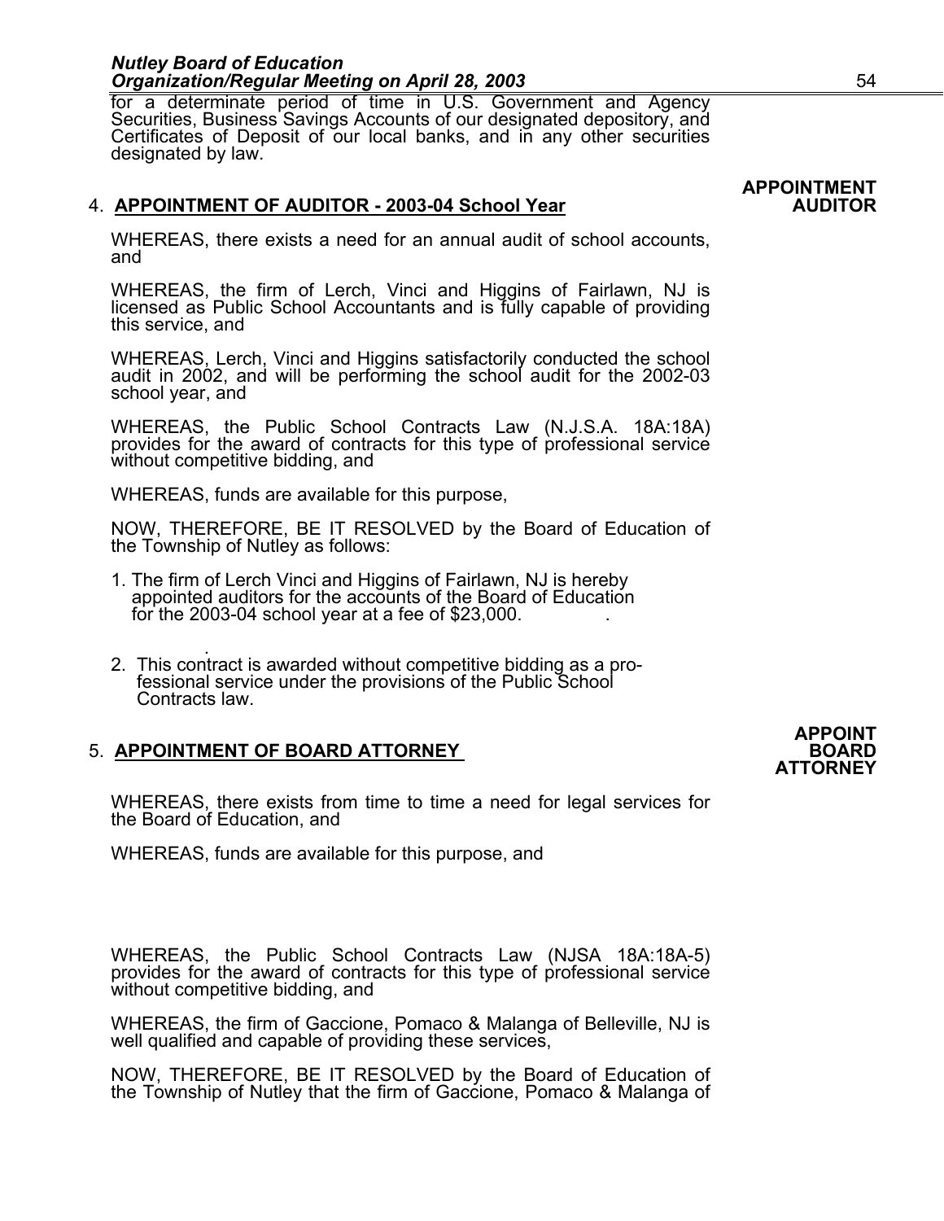for a determinate period of time in U.S. Government and Agency Securities, Business Savings Accounts of our designated depository, and Certificates of Deposit of our local banks, and in any other securities designated by law.

**APPOINTMENT AUDITOR**

4. **APPOINTMENT OF AUDITOR - 2003-04 School Year**

WHEREAS, there exists a need for an annual audit of school accounts, and

WHEREAS, the firm of Lerch, Vinci and Higgins of Fairlawn, NJ is licensed as Public School Accountants and is fully capable of providing this service, and

WHEREAS, Lerch, Vinci and Higgins satisfactorily conducted the school audit in 2002, and will be performing the school audit for the 2002-03 school year, and

WHEREAS, the Public School Contracts Law (N.J.S.A. 18A:18A) provides for the award of contracts for this type of professional service without competitive bidding, and

WHEREAS, funds are available for this purpose,

NOW, THEREFORE, BE IT RESOLVED by the Board of Education of the Township of Nutley as follows:

1. The firm of Lerch Vinci and Higgins of Fairlawn, NJ is hereby appointed auditors for the accounts of the Board of Education for the 2003-04 school year at a fee of $23,000.
2. This contract is awarded without competitive bidding as a professional service under the provisions of the Public School Contracts law.

**APPOINT BOARD ATTORNEY**

5. **APPOINTMENT OF BOARD ATTORNEY**

WHEREAS, there exists from time to time a need for legal services for the Board of Education, and

WHEREAS, funds are available for this purpose, and

WHEREAS, the Public School Contracts Law (NJSA 18A:18A-5) provides for the award of contracts for this type of professional service without competitive bidding, and

WHEREAS, the firm of Gaccione, Pomaco & Malanga of Belleville, NJ is well qualified and capable of providing these services,

NOW, THEREFORE, BE IT RESOLVED by the Board of Education of the Township of Nutley that the firm of Gaccione, Pomaco & Malanga of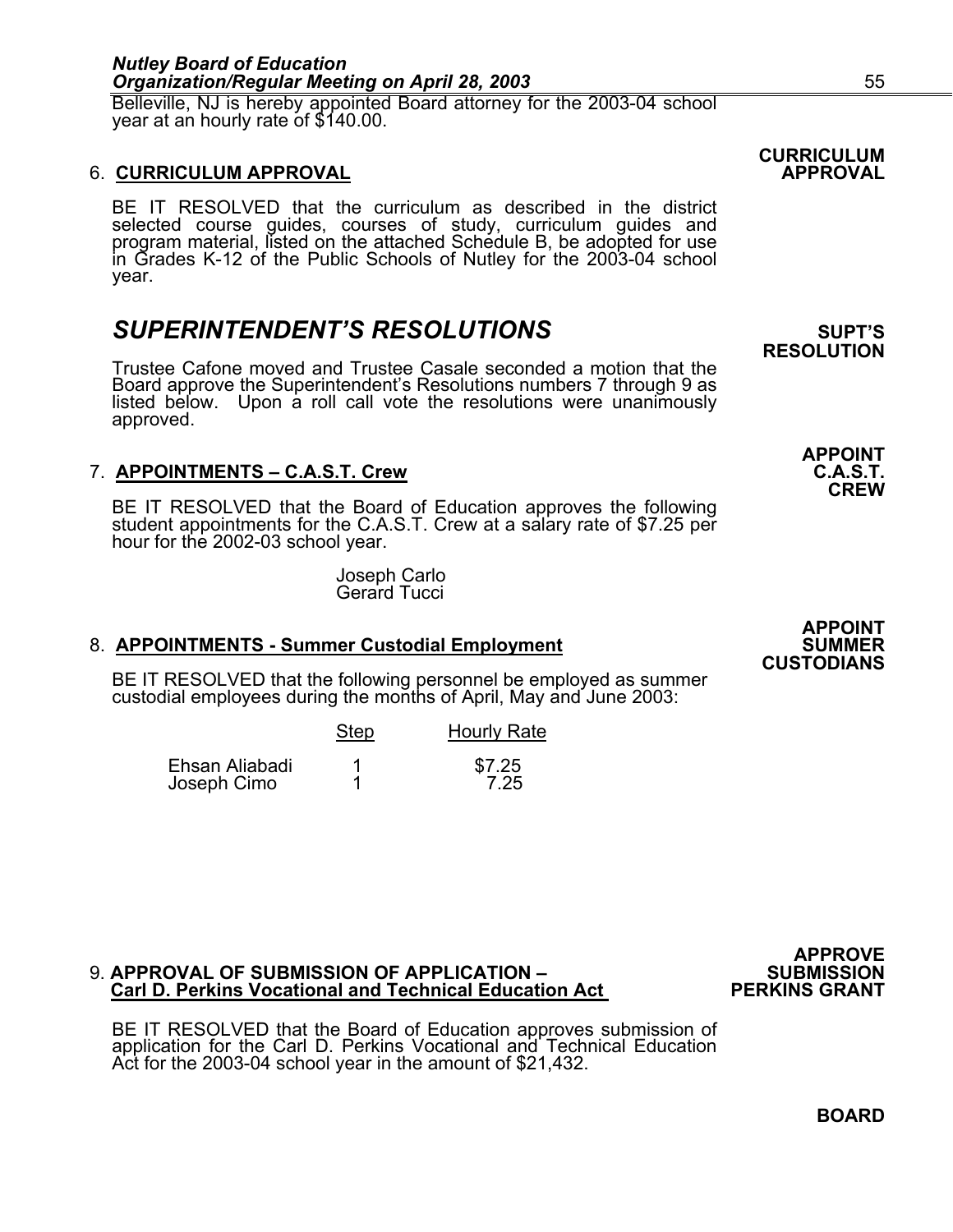Belleville, NJ is hereby appointed Board attorney for the 2003-04 school year at an hourly rate of $140.00.

**CURRICULUM APPROVAL**

6. **CURRICULUM APPROVAL**

BE IT RESOLVED that the curriculum as described in the district selected course guides, courses of study, curriculum guides and program material, listed on the attached Schedule B, be adopted for use in Grades K-12 of the Public Schools of Nutley for the 2003-04 school year.

## *SUPERINTENDENT'S RESOLUTIONS*

**SUPT'S RESOLUTION**

Trustee Cafone moved and Trustee Casale seconded a motion that the Board approve the Superintendent's Resolutions numbers 7 through 9 as listed below. Upon a roll call vote the resolutions were unanimously approved.

**APPOINT C.A.S.T. CREW**

7. **APPOINTMENTS – C.A.S.T. Crew**

BE IT RESOLVED that the Board of Education approves the following student appointments for the C.A.S.T. Crew at a salary rate of $7.25 per hour for the 2002-03 school year.

Joseph Carlo
Gerard Tucci

**APPOINT SUMMER CUSTODIANS**

8. **APPOINTMENTS - Summer Custodial Employment**

BE IT RESOLVED that the following personnel be employed as summer custodial employees during the months of April, May and June 2003:

| | Step | Hourly Rate |
|---|---|---|
| Ehsan Aliabadi | 1 | $7.25 |
| Joseph Cimo | 1 | 7.25 |

**APPROVE SUBMISSION PERKINS GRANT**

9. **APPROVAL OF SUBMISSION OF APPLICATION – Carl D. Perkins Vocational and Technical Education Act**

BE IT RESOLVED that the Board of Education approves submission of application for the Carl D. Perkins Vocational and Technical Education Act for the 2003-04 school year in the amount of $21,432.

**BOARD**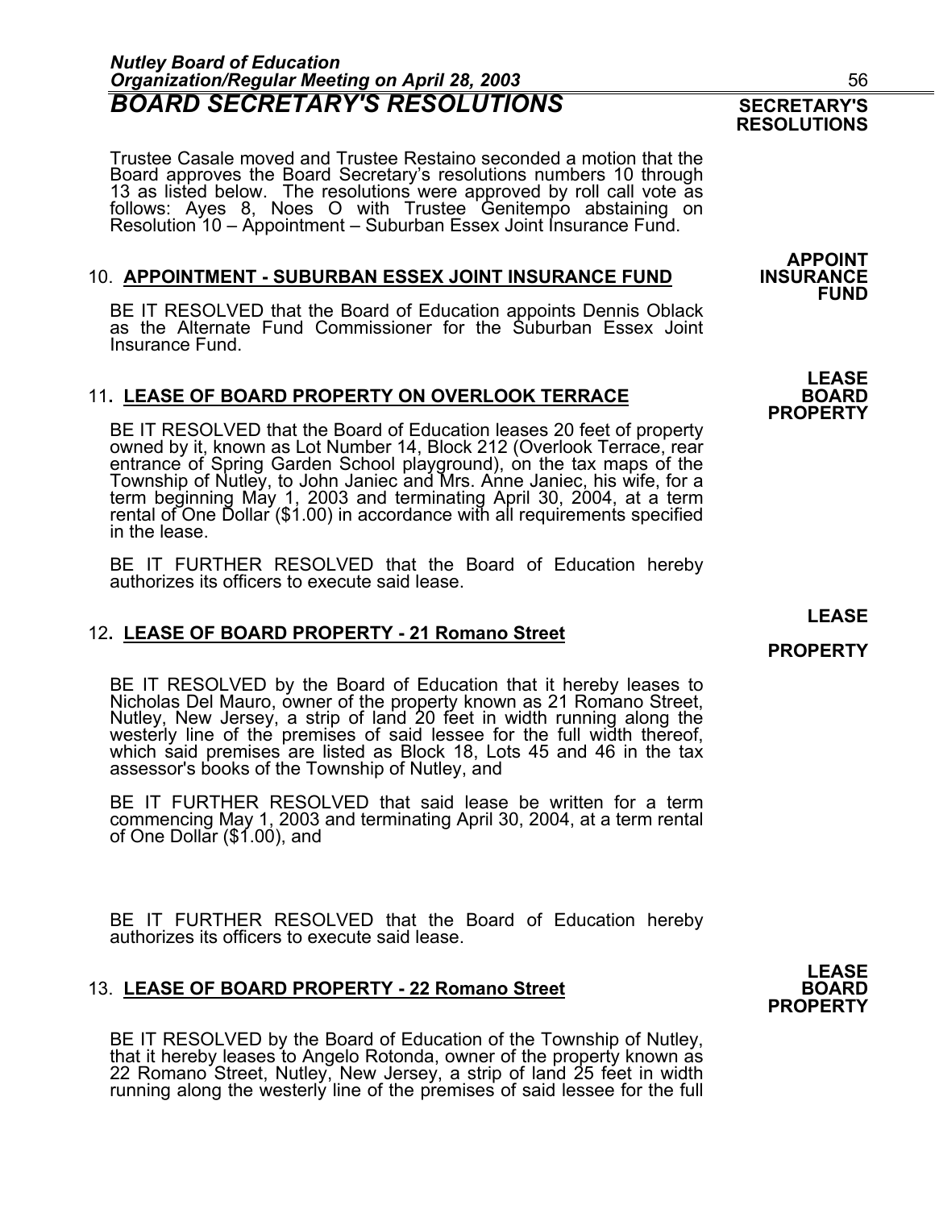# BOARD SECRETARY'S RESOLUTIONS

**SECRETARY'S RESOLUTIONS**

Trustee Casale moved and Trustee Restaino seconded a motion that the Board approves the Board Secretary's resolutions numbers 10 through 13 as listed below. The resolutions were approved by roll call vote as follows: Ayes 8, Noes O with Trustee Genitempo abstaining on Resolution 10 – Appointment – Suburban Essex Joint Insurance Fund.

**APPOINT INSURANCE FUND**

10. **APPOINTMENT - SUBURBAN ESSEX JOINT INSURANCE FUND**

BE IT RESOLVED that the Board of Education appoints Dennis Oblack as the Alternate Fund Commissioner for the Suburban Essex Joint Insurance Fund.

**LEASE BOARD PROPERTY**

11. **LEASE OF BOARD PROPERTY ON OVERLOOK TERRACE**

BE IT RESOLVED that the Board of Education leases 20 feet of property owned by it, known as Lot Number 14, Block 212 (Overlook Terrace, rear entrance of Spring Garden School playground), on the tax maps of the Township of Nutley, to John Janiec and Mrs. Anne Janiec, his wife, for a term beginning May 1, 2003 and terminating April 30, 2004, at a term rental of One Dollar ($1.00) in accordance with all requirements specified in the lease.

BE IT FURTHER RESOLVED that the Board of Education hereby authorizes its officers to execute said lease.

**LEASE PROPERTY**

12. **LEASE OF BOARD PROPERTY - 21 Romano Street**

BE IT RESOLVED by the Board of Education that it hereby leases to Nicholas Del Mauro, owner of the property known as 21 Romano Street, Nutley, New Jersey, a strip of land 20 feet in width running along the westerly line of the premises of said lessee for the full width thereof, which said premises are listed as Block 18, Lots 45 and 46 in the tax assessor's books of the Township of Nutley, and

BE IT FURTHER RESOLVED that said lease be written for a term commencing May 1, 2003 and terminating April 30, 2004, at a term rental of One Dollar ($1.00), and

BE IT FURTHER RESOLVED that the Board of Education hereby authorizes its officers to execute said lease.

**LEASE BOARD PROPERTY**

13. **LEASE OF BOARD PROPERTY - 22 Romano Street**

BE IT RESOLVED by the Board of Education of the Township of Nutley, that it hereby leases to Angelo Rotonda, owner of the property known as 22 Romano Street, Nutley, New Jersey, a strip of land 25 feet in width running along the westerly line of the premises of said lessee for the full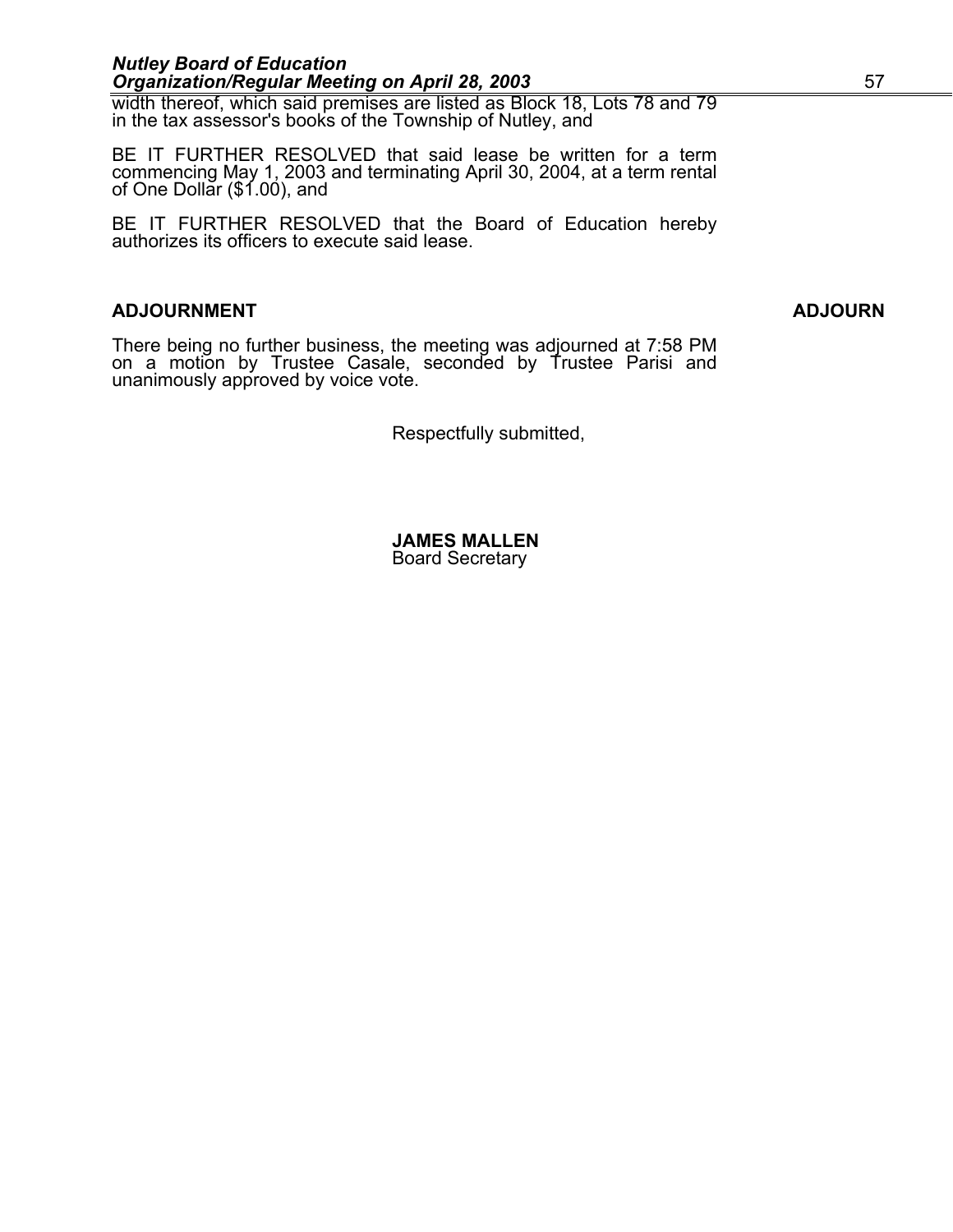width thereof, which said premises are listed as Block 18, Lots 78 and 79 in the tax assessor's books of the Township of Nutley, and

BE IT FURTHER RESOLVED that said lease be written for a term commencing May 1, 2003 and terminating April 30, 2004, at a term rental of One Dollar ($1.00), and

BE IT FURTHER RESOLVED that the Board of Education hereby authorizes its officers to execute said lease.

**ADJOURNMENT** **ADJOURN**

There being no further business, the meeting was adjourned at 7:58 PM on a motion by Trustee Casale, seconded by Trustee Parisi and unanimously approved by voice vote.

Respectfully submitted,

**JAMES MALLEN**
Board Secretary